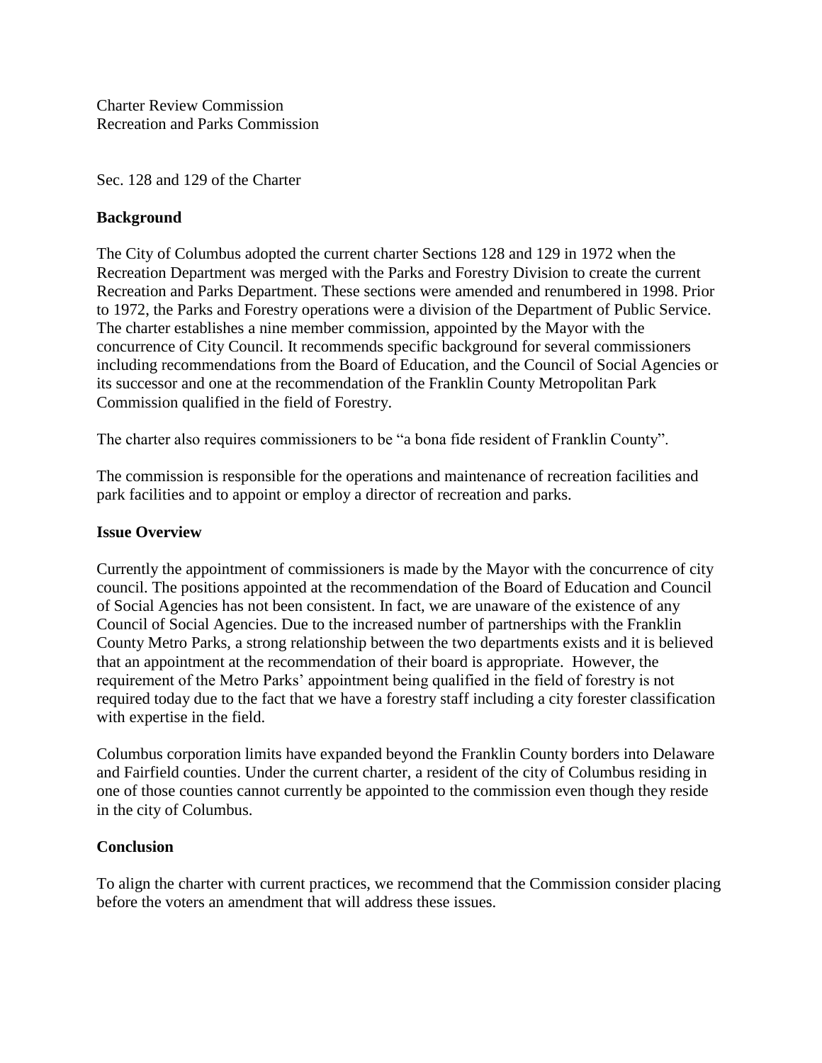Charter Review Commission
Recreation and Parks Commission

Sec. 128 and 129 of the Charter

**Background**

The City of Columbus adopted the current charter Sections 128 and 129 in 1972 when the Recreation Department was merged with the Parks and Forestry Division to create the current Recreation and Parks Department. These sections were amended and renumbered in 1998. Prior to 1972, the Parks and Forestry operations were a division of the Department of Public Service. The charter establishes a nine member commission, appointed by the Mayor with the concurrence of City Council. It recommends specific background for several commissioners including recommendations from the Board of Education, and the Council of Social Agencies or its successor and one at the recommendation of the Franklin County Metropolitan Park Commission qualified in the field of Forestry.

The charter also requires commissioners to be "a bona fide resident of Franklin County".

The commission is responsible for the operations and maintenance of recreation facilities and park facilities and to appoint or employ a director of recreation and parks.

**Issue Overview**

Currently the appointment of commissioners is made by the Mayor with the concurrence of city council. The positions appointed at the recommendation of the Board of Education and Council of Social Agencies has not been consistent. In fact, we are unaware of the existence of any Council of Social Agencies. Due to the increased number of partnerships with the Franklin County Metro Parks, a strong relationship between the two departments exists and it is believed that an appointment at the recommendation of their board is appropriate. However, the requirement of the Metro Parks' appointment being qualified in the field of forestry is not required today due to the fact that we have a forestry staff including a city forester classification with expertise in the field.

Columbus corporation limits have expanded beyond the Franklin County borders into Delaware and Fairfield counties. Under the current charter, a resident of the city of Columbus residing in one of those counties cannot currently be appointed to the commission even though they reside in the city of Columbus.

**Conclusion**

To align the charter with current practices, we recommend that the Commission consider placing before the voters an amendment that will address these issues.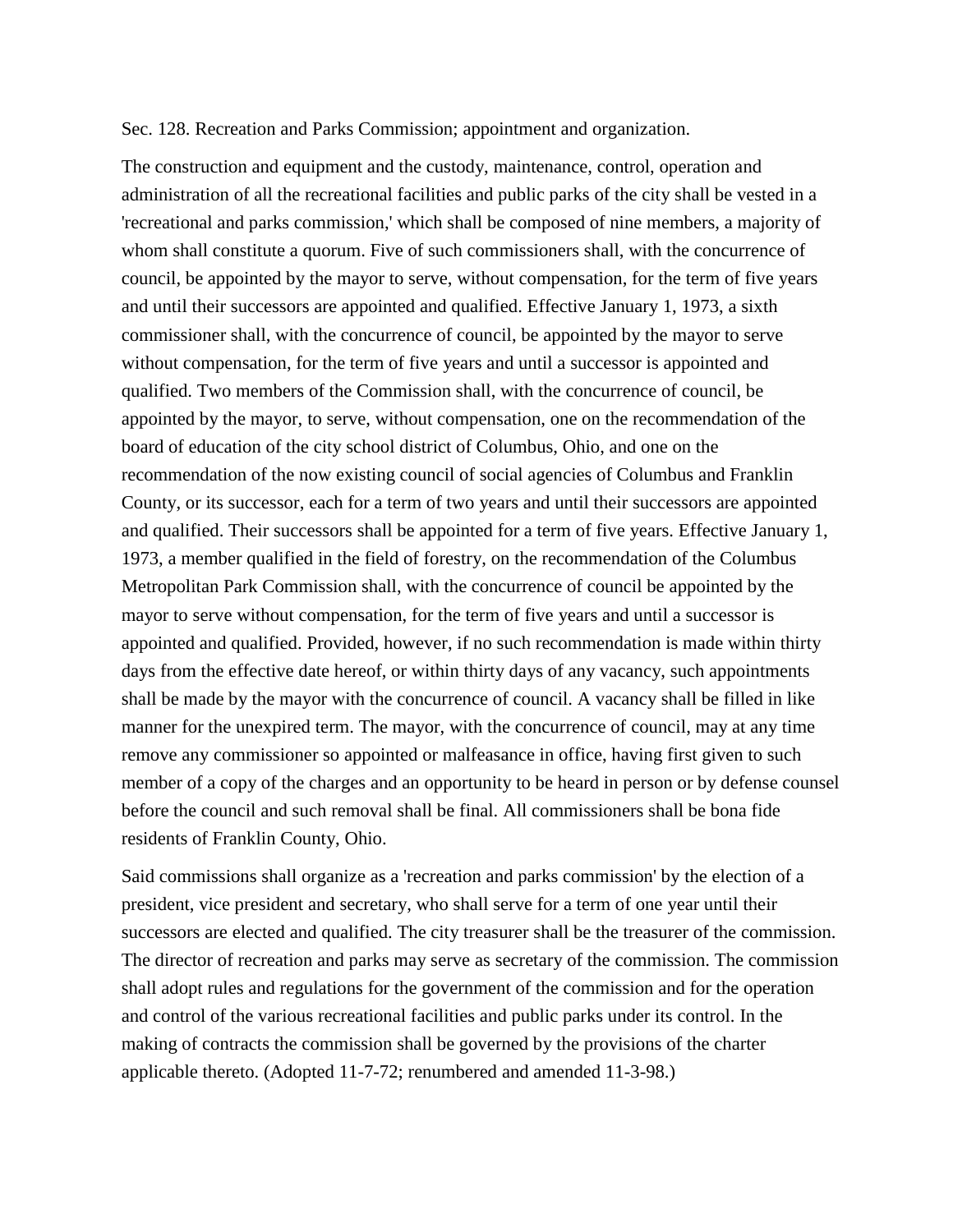Sec. 128. Recreation and Parks Commission; appointment and organization.

The construction and equipment and the custody, maintenance, control, operation and administration of all the recreational facilities and public parks of the city shall be vested in a 'recreational and parks commission,' which shall be composed of nine members, a majority of whom shall constitute a quorum. Five of such commissioners shall, with the concurrence of council, be appointed by the mayor to serve, without compensation, for the term of five years and until their successors are appointed and qualified. Effective January 1, 1973, a sixth commissioner shall, with the concurrence of council, be appointed by the mayor to serve without compensation, for the term of five years and until a successor is appointed and qualified. Two members of the Commission shall, with the concurrence of council, be appointed by the mayor, to serve, without compensation, one on the recommendation of the board of education of the city school district of Columbus, Ohio, and one on the recommendation of the now existing council of social agencies of Columbus and Franklin County, or its successor, each for a term of two years and until their successors are appointed and qualified. Their successors shall be appointed for a term of five years. Effective January 1, 1973, a member qualified in the field of forestry, on the recommendation of the Columbus Metropolitan Park Commission shall, with the concurrence of council be appointed by the mayor to serve without compensation, for the term of five years and until a successor is appointed and qualified. Provided, however, if no such recommendation is made within thirty days from the effective date hereof, or within thirty days of any vacancy, such appointments shall be made by the mayor with the concurrence of council. A vacancy shall be filled in like manner for the unexpired term. The mayor, with the concurrence of council, may at any time remove any commissioner so appointed or malfeasance in office, having first given to such member of a copy of the charges and an opportunity to be heard in person or by defense counsel before the council and such removal shall be final. All commissioners shall be bona fide residents of Franklin County, Ohio.

Said commissions shall organize as a 'recreation and parks commission' by the election of a president, vice president and secretary, who shall serve for a term of one year until their successors are elected and qualified. The city treasurer shall be the treasurer of the commission. The director of recreation and parks may serve as secretary of the commission. The commission shall adopt rules and regulations for the government of the commission and for the operation and control of the various recreational facilities and public parks under its control. In the making of contracts the commission shall be governed by the provisions of the charter applicable thereto. (Adopted 11-7-72; renumbered and amended 11-3-98.)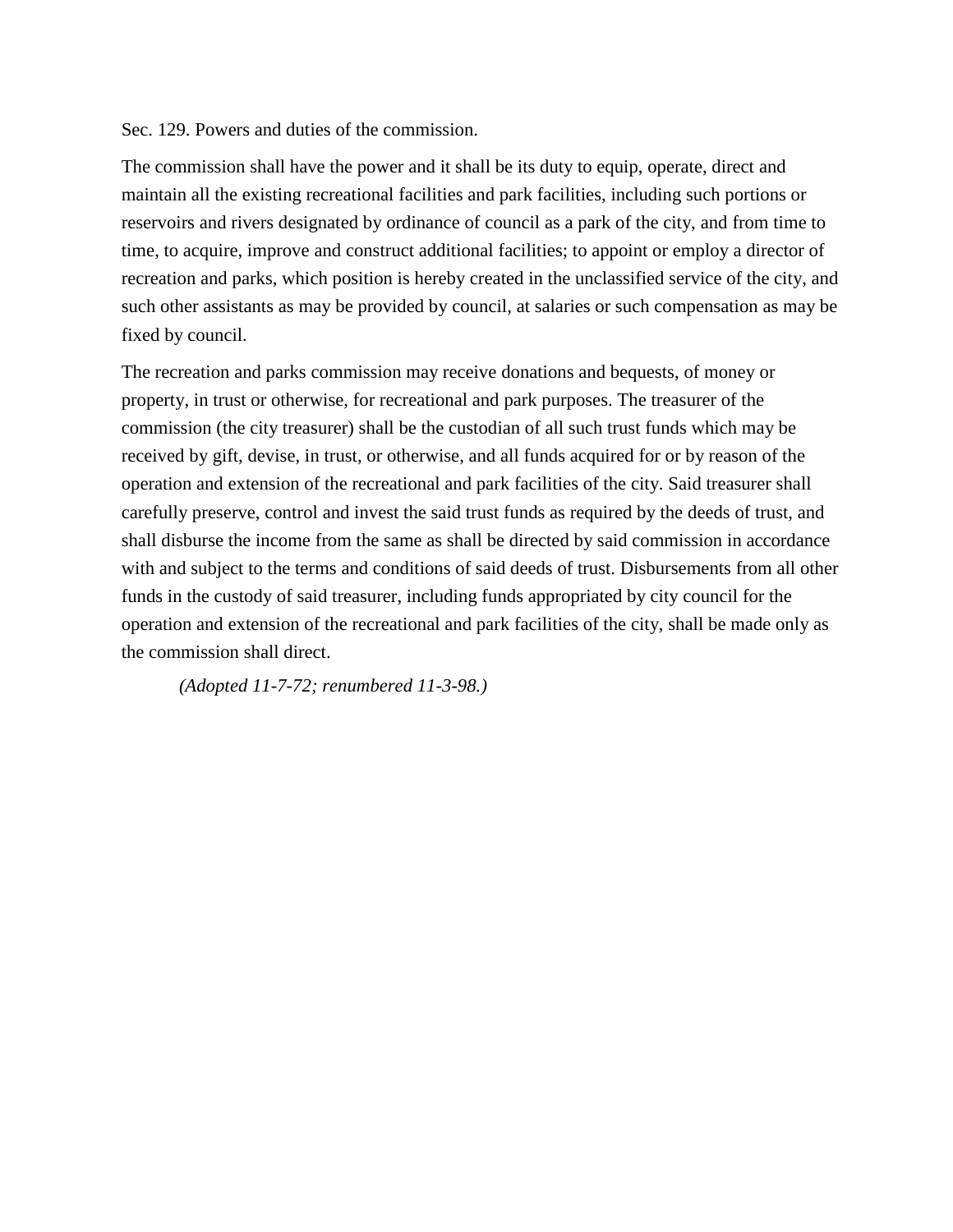Sec. 129. Powers and duties of the commission.

The commission shall have the power and it shall be its duty to equip, operate, direct and maintain all the existing recreational facilities and park facilities, including such portions or reservoirs and rivers designated by ordinance of council as a park of the city, and from time to time, to acquire, improve and construct additional facilities; to appoint or employ a director of recreation and parks, which position is hereby created in the unclassified service of the city, and such other assistants as may be provided by council, at salaries or such compensation as may be fixed by council.

The recreation and parks commission may receive donations and bequests, of money or property, in trust or otherwise, for recreational and park purposes. The treasurer of the commission (the city treasurer) shall be the custodian of all such trust funds which may be received by gift, devise, in trust, or otherwise, and all funds acquired for or by reason of the operation and extension of the recreational and park facilities of the city. Said treasurer shall carefully preserve, control and invest the said trust funds as required by the deeds of trust, and shall disburse the income from the same as shall be directed by said commission in accordance with and subject to the terms and conditions of said deeds of trust. Disbursements from all other funds in the custody of said treasurer, including funds appropriated by city council for the operation and extension of the recreational and park facilities of the city, shall be made only as the commission shall direct.

*(Adopted 11-7-72; renumbered 11-3-98.)*